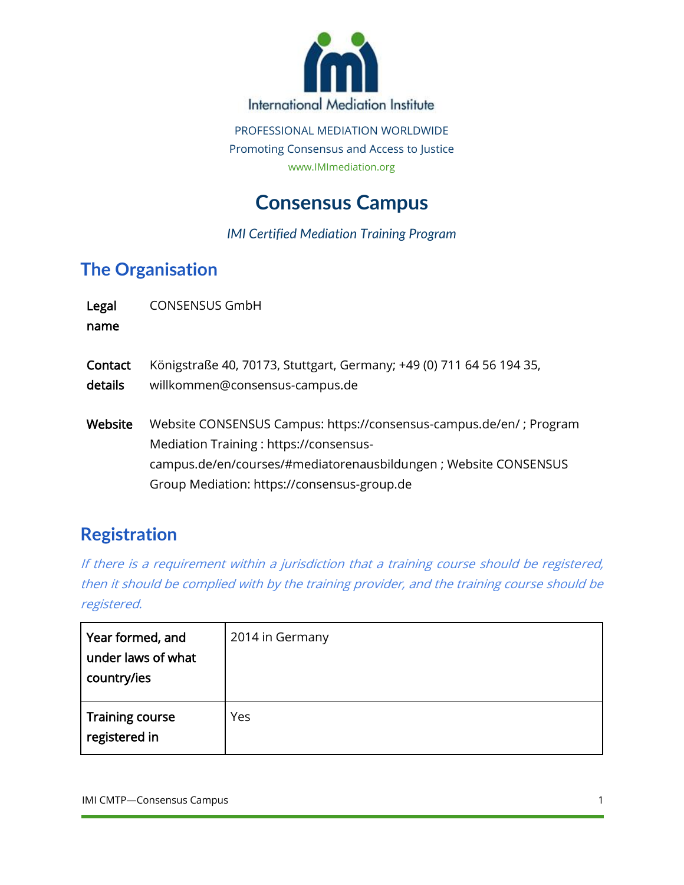International Mediation Institute

PROFESSIONAL MEDIATION WORLDWIDE
Promoting Consensus and Access to Justice
www.IMImediation.org

# Consensus Campus

*IMI Certified Mediation Training Program*

## The Organisation

**Legal name** CONSENSUS GmbH

**Contact details** Königstraße 40, 70173, Stuttgart, Germany; +49 (0) 711 64 56 194 35, willkommen@consensus-campus.de

**Website** Website CONSENSUS Campus: https://consensus-campus.de/en/ ; Program Mediation Training : https://consensus-campus.de/en/courses/#mediatorenausbildungen ; Website CONSENSUS Group Mediation: https://consensus-group.de

## Registration

*If there is a requirement within a jurisdiction that a training course should be registered, then it should be complied with by the training provider, and the training course should be registered.*

| Year formed, and under laws of what country/ies | 2014 in Germany |
|---|---|
| Training course registered in | Yes |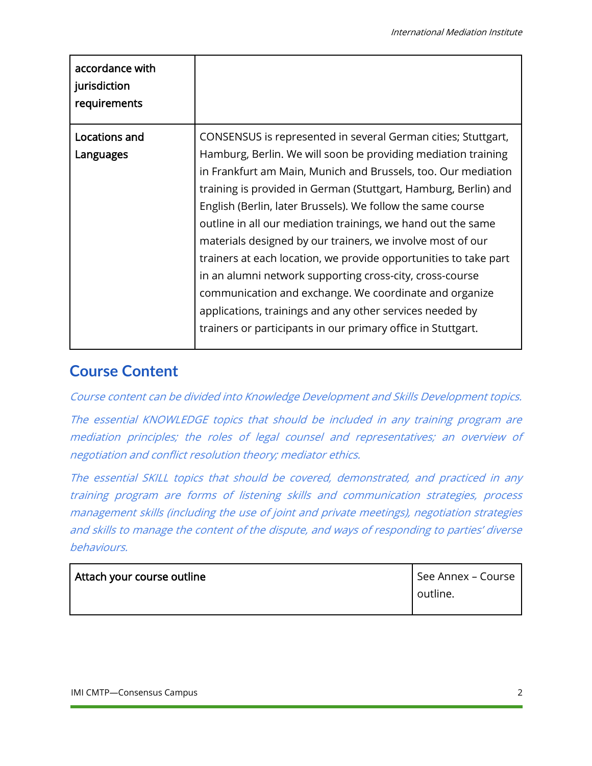| accordance with jurisdiction requirements | |
|---|---|
| Locations and Languages | CONSENSUS is represented in several German cities; Stuttgart, Hamburg, Berlin. We will soon be providing mediation training in Frankfurt am Main, Munich and Brussels, too. Our mediation training is provided in German (Stuttgart, Hamburg, Berlin) and English (Berlin, later Brussels). We follow the same course outline in all our mediation trainings, we hand out the same materials designed by our trainers, we involve most of our trainers at each location, we provide opportunities to take part in an alumni network supporting cross-city, cross-course communication and exchange. We coordinate and organize applications, trainings and any other services needed by trainers or participants in our primary office in Stuttgart. |

## Course Content

*Course content can be divided into Knowledge Development and Skills Development topics.*

*The essential KNOWLEDGE topics that should be included in any training program are mediation principles; the roles of legal counsel and representatives; an overview of negotiation and conflict resolution theory; mediator ethics.*

*The essential SKILL topics that should be covered, demonstrated, and practiced in any training program are forms of listening skills and communication strategies, process management skills (including the use of joint and private meetings), negotiation strategies and skills to manage the content of the dispute, and ways of responding to parties' diverse behaviours.*

| Attach your course outline | See Annex – Course outline. |
|---|---|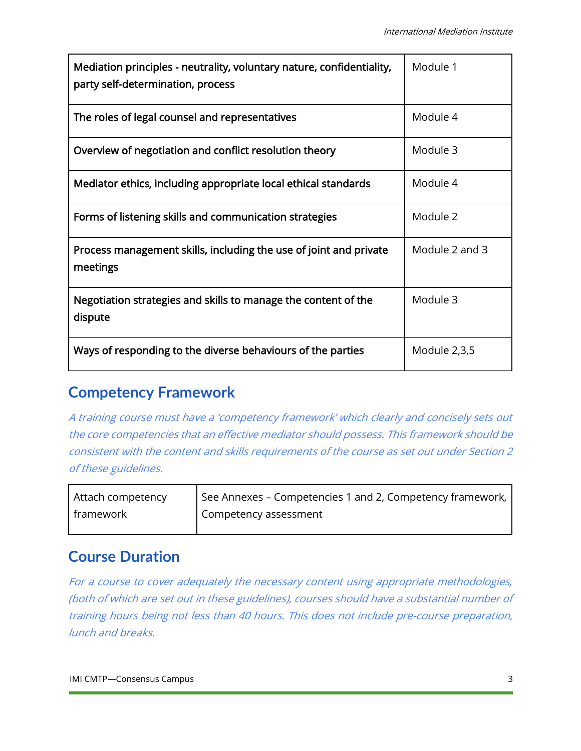| Mediation principles - neutrality, voluntary nature, confidentiality, party self-determination, process | Module 1 |
|---|---|
| The roles of legal counsel and representatives | Module 4 |
| Overview of negotiation and conflict resolution theory | Module 3 |
| Mediator ethics, including appropriate local ethical standards | Module 4 |
| Forms of listening skills and communication strategies | Module 2 |
| Process management skills, including the use of joint and private meetings | Module 2 and 3 |
| Negotiation strategies and skills to manage the content of the dispute | Module 3 |
| Ways of responding to the diverse behaviours of the parties | Module 2,3,5 |

## Competency Framework

*A training course must have a 'competency framework' which clearly and concisely sets out the core competencies that an effective mediator should possess. This framework should be consistent with the content and skills requirements of the course as set out under Section 2 of these guidelines.*

| Attach competency framework | See Annexes – Competencies 1 and 2, Competency framework, Competency assessment |
|---|---|

## Course Duration

*For a course to cover adequately the necessary content using appropriate methodologies, (both of which are set out in these guidelines), courses should have a substantial number of training hours being not less than 40 hours. This does not include pre-course preparation, lunch and breaks.*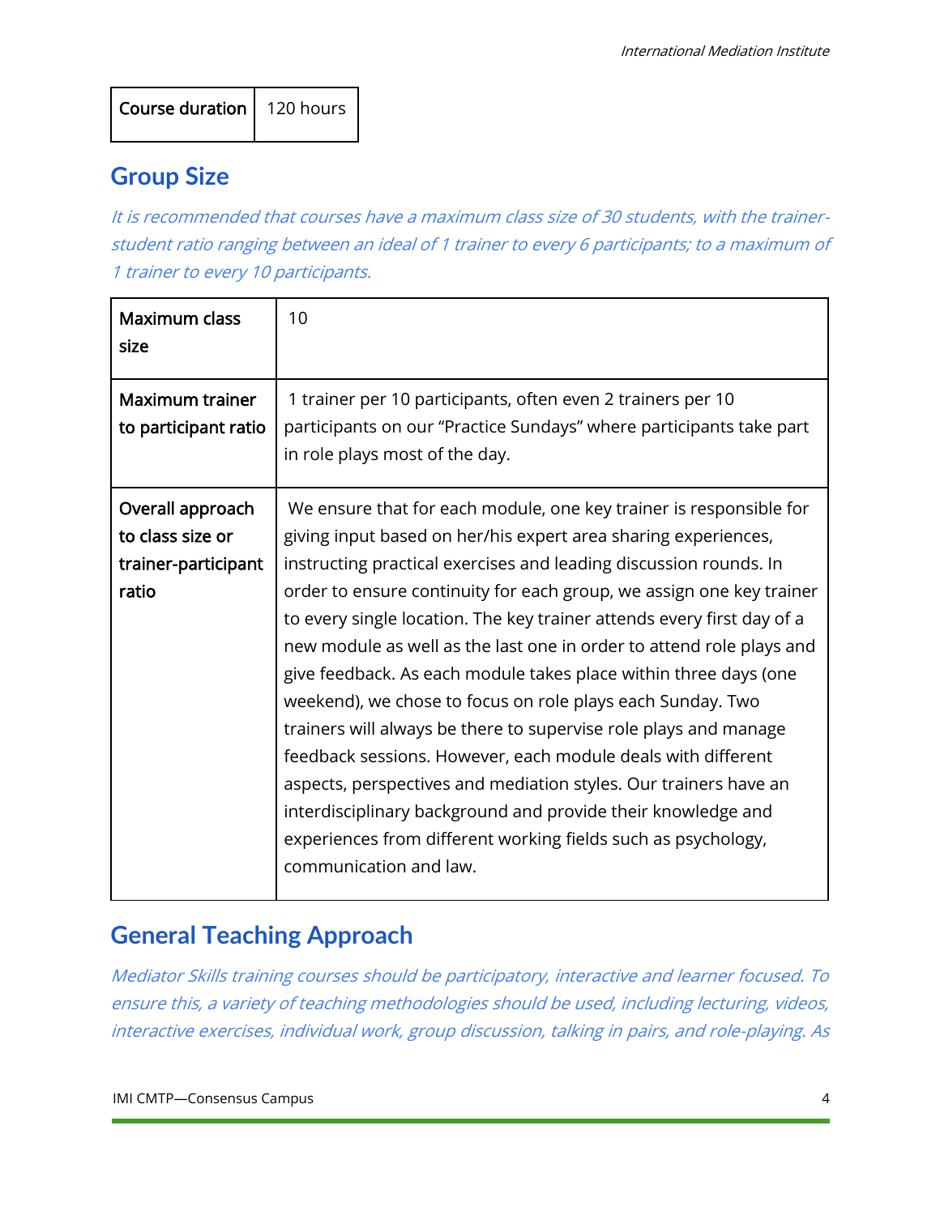| Course duration | 120 hours |
|---|---|

## Group Size

*It is recommended that courses have a maximum class size of 30 students, with the trainer-student ratio ranging between an ideal of 1 trainer to every 6 participants; to a maximum of 1 trainer to every 10 participants.*

| Maximum class size | 10 |
|---|---|
| Maximum trainer to participant ratio | 1 trainer per 10 participants, often even 2 trainers per 10 participants on our "Practice Sundays" where participants take part in role plays most of the day. |
| Overall approach to class size or trainer-participant ratio | We ensure that for each module, one key trainer is responsible for giving input based on her/his expert area sharing experiences, instructing practical exercises and leading discussion rounds. In order to ensure continuity for each group, we assign one key trainer to every single location. The key trainer attends every first day of a new module as well as the last one in order to attend role plays and give feedback. As each module takes place within three days (one weekend), we chose to focus on role plays each Sunday. Two trainers will always be there to supervise role plays and manage feedback sessions. However, each module deals with different aspects, perspectives and mediation styles. Our trainers have an interdisciplinary background and provide their knowledge and experiences from different working fields such as psychology, communication and law. |

## General Teaching Approach

*Mediator Skills training courses should be participatory, interactive and learner focused. To ensure this, a variety of teaching methodologies should be used, including lecturing, videos, interactive exercises, individual work, group discussion, talking in pairs, and role-playing. As*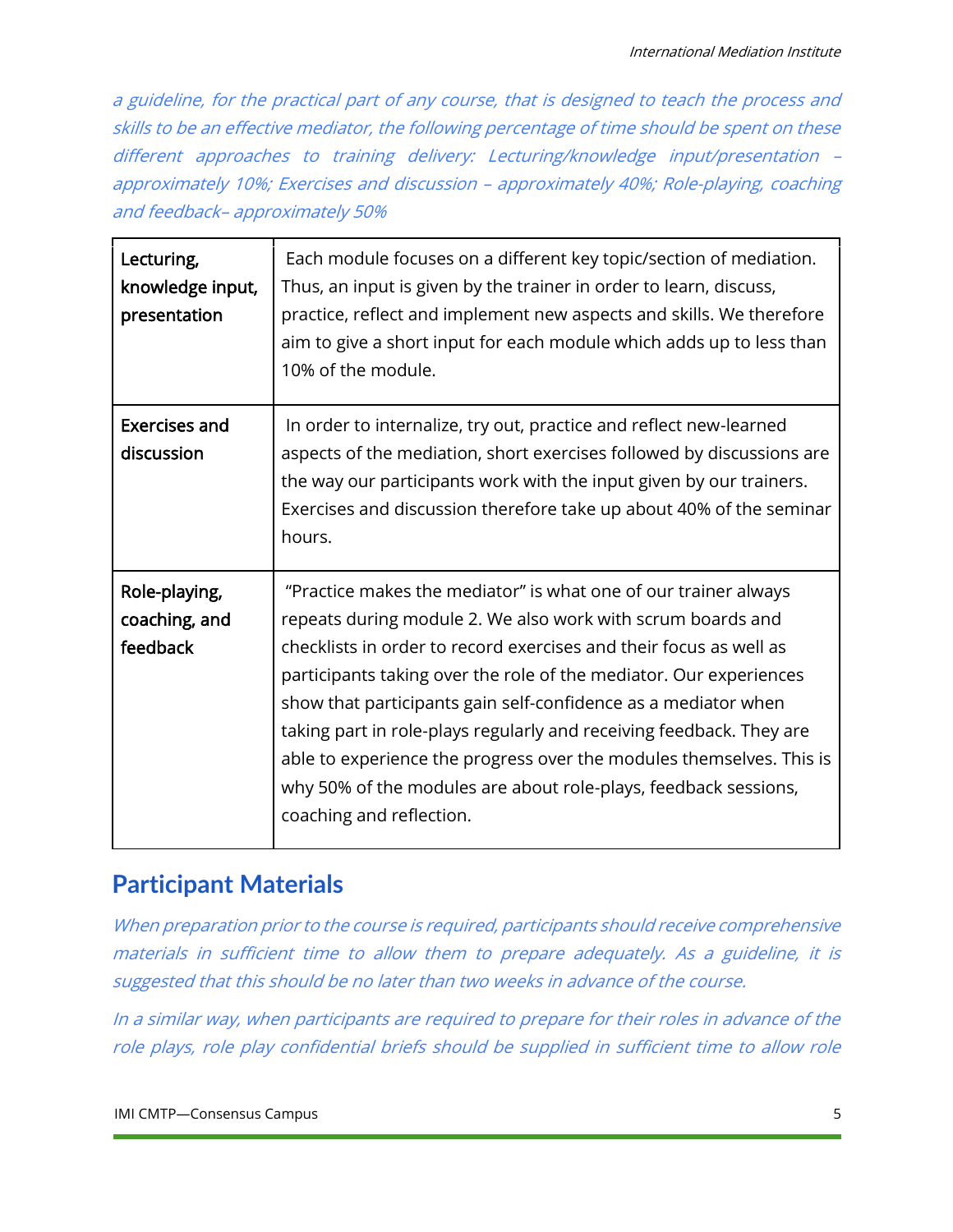*a guideline, for the practical part of any course, that is designed to teach the process and skills to be an effective mediator, the following percentage of time should be spent on these different approaches to training delivery: Lecturing/knowledge input/presentation – approximately 10%; Exercises and discussion – approximately 40%; Role-playing, coaching and feedback– approximately 50%*

| Lecturing, knowledge input, presentation | Each module focuses on a different key topic/section of mediation. Thus, an input is given by the trainer in order to learn, discuss, practice, reflect and implement new aspects and skills. We therefore aim to give a short input for each module which adds up to less than 10% of the module. |
|---|---|
| Exercises and discussion | In order to internalize, try out, practice and reflect new-learned aspects of the mediation, short exercises followed by discussions are the way our participants work with the input given by our trainers. Exercises and discussion therefore take up about 40% of the seminar hours. |
| Role-playing, coaching, and feedback | "Practice makes the mediator" is what one of our trainer always repeats during module 2. We also work with scrum boards and checklists in order to record exercises and their focus as well as participants taking over the role of the mediator. Our experiences show that participants gain self-confidence as a mediator when taking part in role-plays regularly and receiving feedback. They are able to experience the progress over the modules themselves. This is why 50% of the modules are about role-plays, feedback sessions, coaching and reflection. |

## Participant Materials

*When preparation prior to the course is required, participants should receive comprehensive materials in sufficient time to allow them to prepare adequately. As a guideline, it is suggested that this should be no later than two weeks in advance of the course.*

*In a similar way, when participants are required to prepare for their roles in advance of the role plays, role play confidential briefs should be supplied in sufficient time to allow role*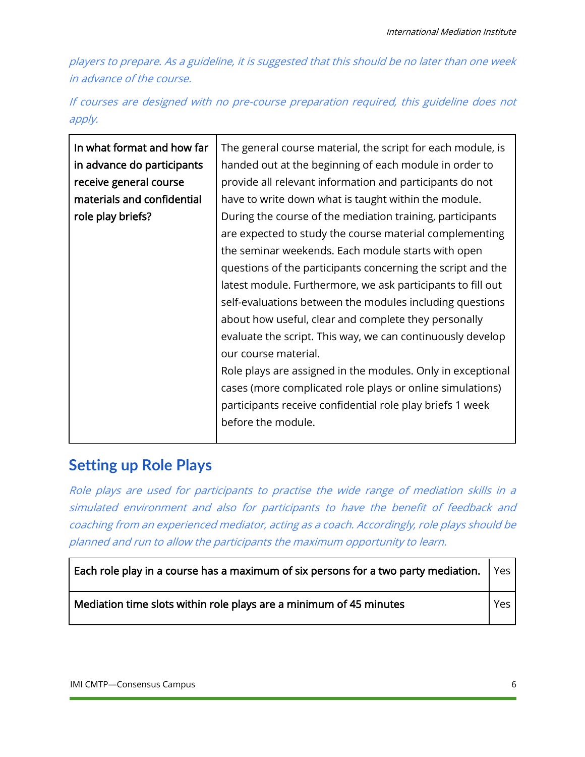*players to prepare. As a guideline, it is suggested that this should be no later than one week in advance of the course.*

*If courses are designed with no pre-course preparation required, this guideline does not apply.*

| In what format and how far in advance do participants receive general course materials and confidential role play briefs? | The general course material, the script for each module, is handed out at the beginning of each module in order to provide all relevant information and participants do not have to write down what is taught within the module. During the course of the mediation training, participants are expected to study the course material complementing the seminar weekends. Each module starts with open questions of the participants concerning the script and the latest module. Furthermore, we ask participants to fill out self-evaluations between the modules including questions about how useful, clear and complete they personally evaluate the script. This way, we can continuously develop our course material. Role plays are assigned in the modules. Only in exceptional cases (more complicated role plays or online simulations) participants receive confidential role play briefs 1 week before the module. |
|---|---|

## Setting up Role Plays

*Role plays are used for participants to practise the wide range of mediation skills in a simulated environment and also for participants to have the benefit of feedback and coaching from an experienced mediator, acting as a coach. Accordingly, role plays should be planned and run to allow the participants the maximum opportunity to learn.*

| Each role play in a course has a maximum of six persons for a two party mediation. | Yes |
|---|---|
| Mediation time slots within role plays are a minimum of 45 minutes | Yes |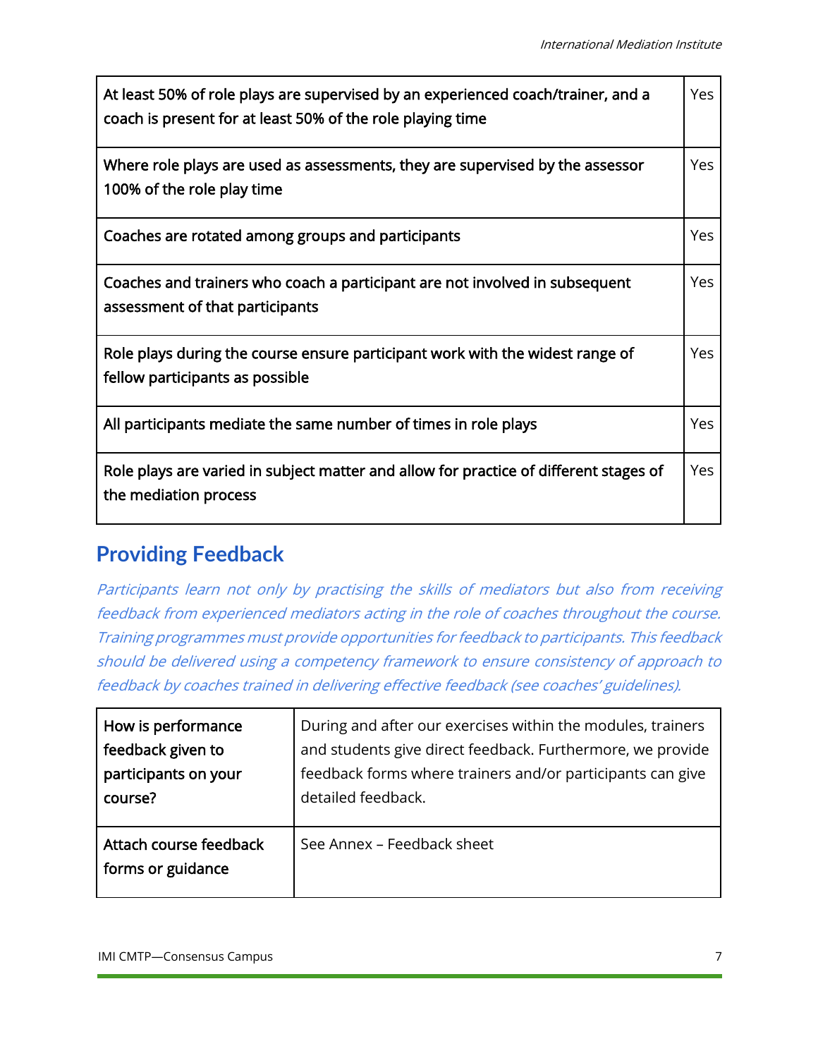| | |
|---|---|
| At least 50% of role plays are supervised by an experienced coach/trainer, and a coach is present for at least 50% of the role playing time | Yes |
| Where role plays are used as assessments, they are supervised by the assessor 100% of the role play time | Yes |
| Coaches are rotated among groups and participants | Yes |
| Coaches and trainers who coach a participant are not involved in subsequent assessment of that participants | Yes |
| Role plays during the course ensure participant work with the widest range of fellow participants as possible | Yes |
| All participants mediate the same number of times in role plays | Yes |
| Role plays are varied in subject matter and allow for practice of different stages of the mediation process | Yes |

## Providing Feedback

*Participants learn not only by practising the skills of mediators but also from receiving feedback from experienced mediators acting in the role of coaches throughout the course. Training programmes must provide opportunities for feedback to participants. This feedback should be delivered using a competency framework to ensure consistency of approach to feedback by coaches trained in delivering effective feedback (see coaches' guidelines).*

| | |
|---|---|
| How is performance feedback given to participants on your course? | During and after our exercises within the modules, trainers and students give direct feedback. Furthermore, we provide feedback forms where trainers and/or participants can give detailed feedback. |
| Attach course feedback forms or guidance | See Annex – Feedback sheet |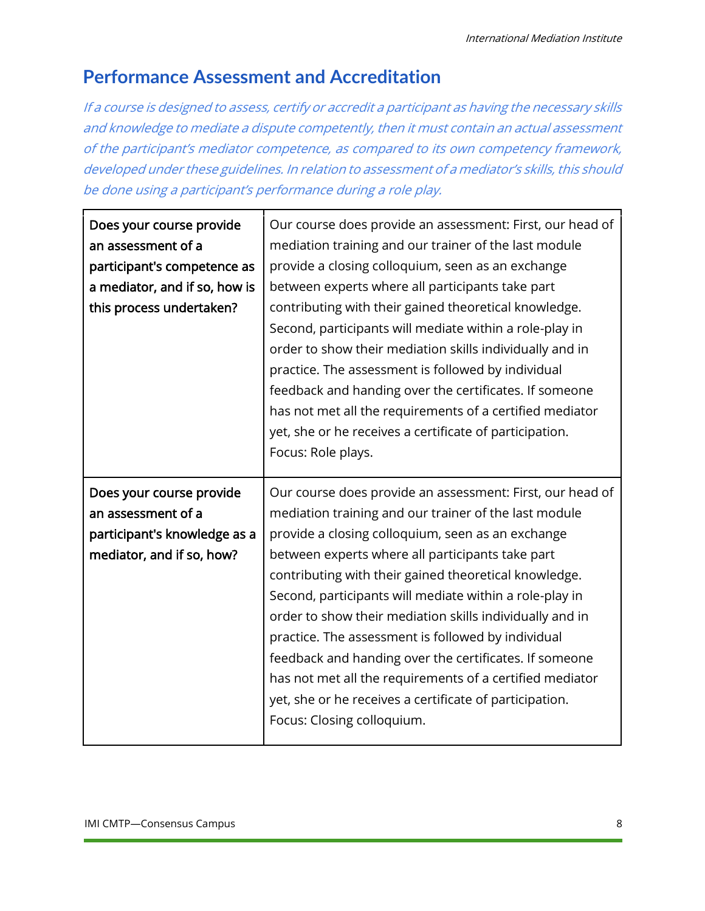## Performance Assessment and Accreditation

*If a course is designed to assess, certify or accredit a participant as having the necessary skills and knowledge to mediate a dispute competently, then it must contain an actual assessment of the participant's mediator competence, as compared to its own competency framework, developed under these guidelines. In relation to assessment of a mediator's skills, this should be done using a participant's performance during a role play.*

| | |
|---|---|
| **Does your course provide an assessment of a participant's competence as a mediator, and if so, how is this process undertaken?** | Our course does provide an assessment: First, our head of mediation training and our trainer of the last module provide a closing colloquium, seen as an exchange between experts where all participants take part contributing with their gained theoretical knowledge. Second, participants will mediate within a role-play in order to show their mediation skills individually and in practice. The assessment is followed by individual feedback and handing over the certificates. If someone has not met all the requirements of a certified mediator yet, she or he receives a certificate of participation. Focus: Role plays. |
| **Does your course provide an assessment of a participant's knowledge as a mediator, and if so, how?** | Our course does provide an assessment: First, our head of mediation training and our trainer of the last module provide a closing colloquium, seen as an exchange between experts where all participants take part contributing with their gained theoretical knowledge. Second, participants will mediate within a role-play in order to show their mediation skills individually and in practice. The assessment is followed by individual feedback and handing over the certificates. If someone has not met all the requirements of a certified mediator yet, she or he receives a certificate of participation. Focus: Closing colloquium. |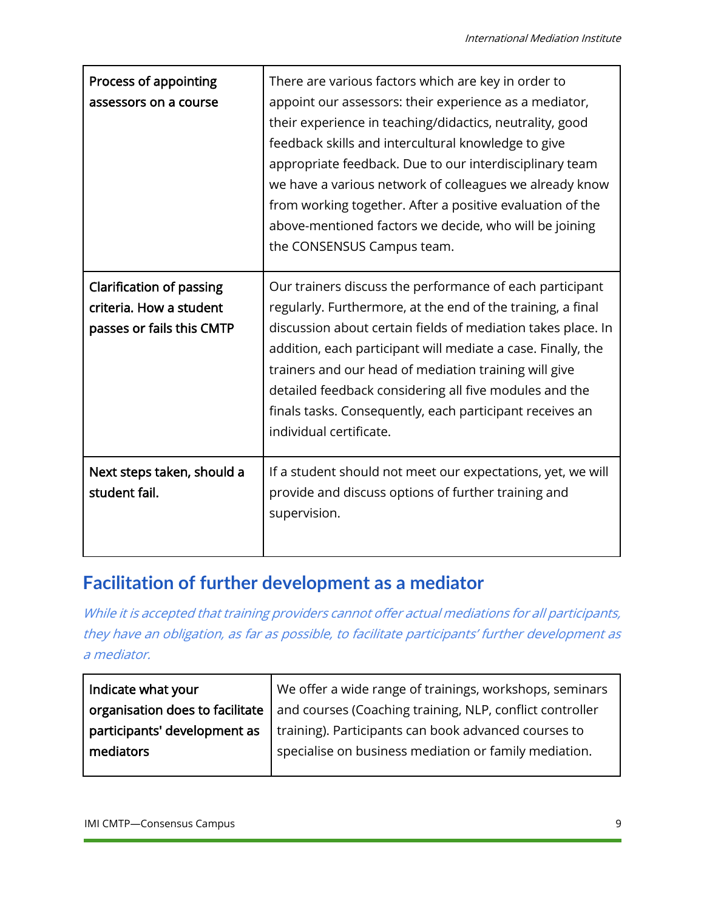| | |
|---|---|
| **Process of appointing assessors on a course** | There are various factors which are key in order to appoint our assessors: their experience as a mediator, their experience in teaching/didactics, neutrality, good feedback skills and intercultural knowledge to give appropriate feedback. Due to our interdisciplinary team we have a various network of colleagues we already know from working together. After a positive evaluation of the above-mentioned factors we decide, who will be joining the CONSENSUS Campus team. |
| **Clarification of passing criteria. How a student passes or fails this CMTP** | Our trainers discuss the performance of each participant regularly. Furthermore, at the end of the training, a final discussion about certain fields of mediation takes place. In addition, each participant will mediate a case. Finally, the trainers and our head of mediation training will give detailed feedback considering all five modules and the finals tasks. Consequently, each participant receives an individual certificate. |
| **Next steps taken, should a student fail.** | If a student should not meet our expectations, yet, we will provide and discuss options of further training and supervision. |

## Facilitation of further development as a mediator

*While it is accepted that training providers cannot offer actual mediations for all participants, they have an obligation, as far as possible, to facilitate participants' further development as a mediator.*

| | |
|---|---|
| **Indicate what your organisation does to facilitate participants' development as mediators** | We offer a wide range of trainings, workshops, seminars and courses (Coaching training, NLP, conflict controller training). Participants can book advanced courses to specialise on business mediation or family mediation. |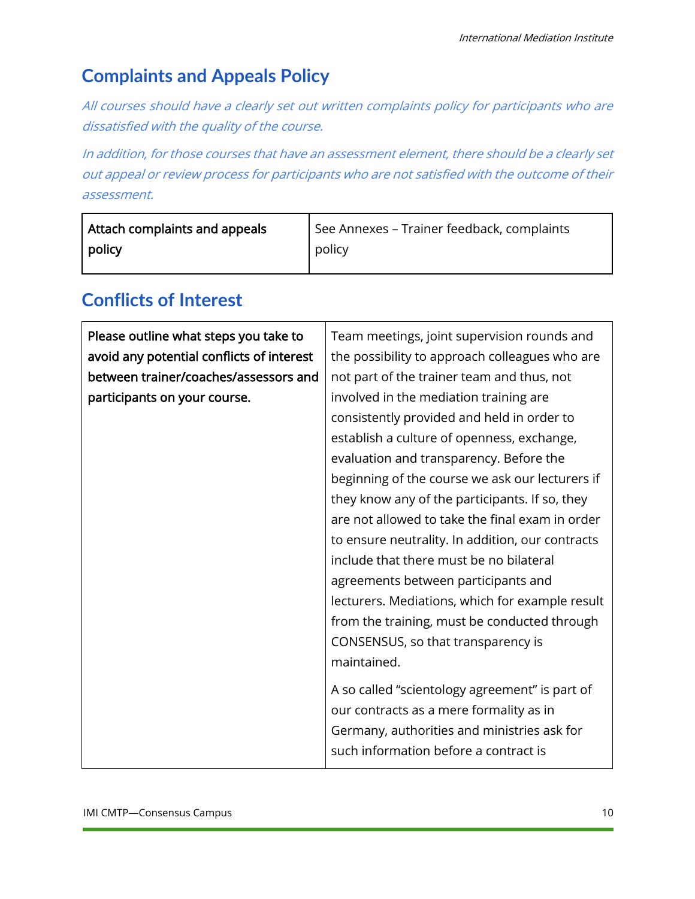## Complaints and Appeals Policy

*All courses should have a clearly set out written complaints policy for participants who are dissatisfied with the quality of the course.*

*In addition, for those courses that have an assessment element, there should be a clearly set out appeal or review process for participants who are not satisfied with the outcome of their assessment.*

| Attach complaints and appeals policy | See Annexes – Trainer feedback, complaints policy |
|---|---|

## Conflicts of Interest

| **Please outline what steps you take to avoid any potential conflicts of interest between trainer/coaches/assessors and participants on your course.** | Team meetings, joint supervision rounds and the possibility to approach colleagues who are not part of the trainer team and thus, not involved in the mediation training are consistently provided and held in order to establish a culture of openness, exchange, evaluation and transparency. Before the beginning of the course we ask our lecturers if they know any of the participants. If so, they are not allowed to take the final exam in order to ensure neutrality. In addition, our contracts include that there must be no bilateral agreements between participants and lecturers. Mediations, which for example result from the training, must be conducted through CONSENSUS, so that transparency is maintained.<br><br>A so called "scientology agreement" is part of our contracts as a mere formality as in Germany, authorities and ministries ask for such information before a contract is |
|---|---|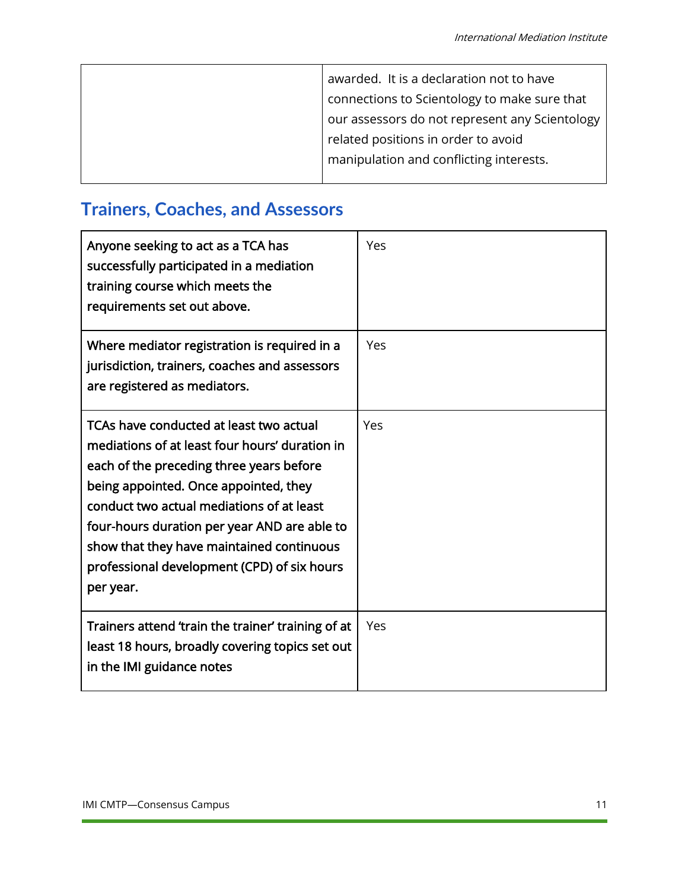| | awarded. It is a declaration not to have connections to Scientology to make sure that our assessors do not represent any Scientology related positions in order to avoid manipulation and conflicting interests. |
|---|---|

## Trainers, Coaches, and Assessors

| Anyone seeking to act as a TCA has successfully participated in a mediation training course which meets the requirements set out above. | Yes |
|---|---|
| Where mediator registration is required in a jurisdiction, trainers, coaches and assessors are registered as mediators. | Yes |
| TCAs have conducted at least two actual mediations of at least four hours' duration in each of the preceding three years before being appointed. Once appointed, they conduct two actual mediations of at least four-hours duration per year AND are able to show that they have maintained continuous professional development (CPD) of six hours per year. | Yes |
| Trainers attend 'train the trainer' training of at least 18 hours, broadly covering topics set out in the IMI guidance notes | Yes |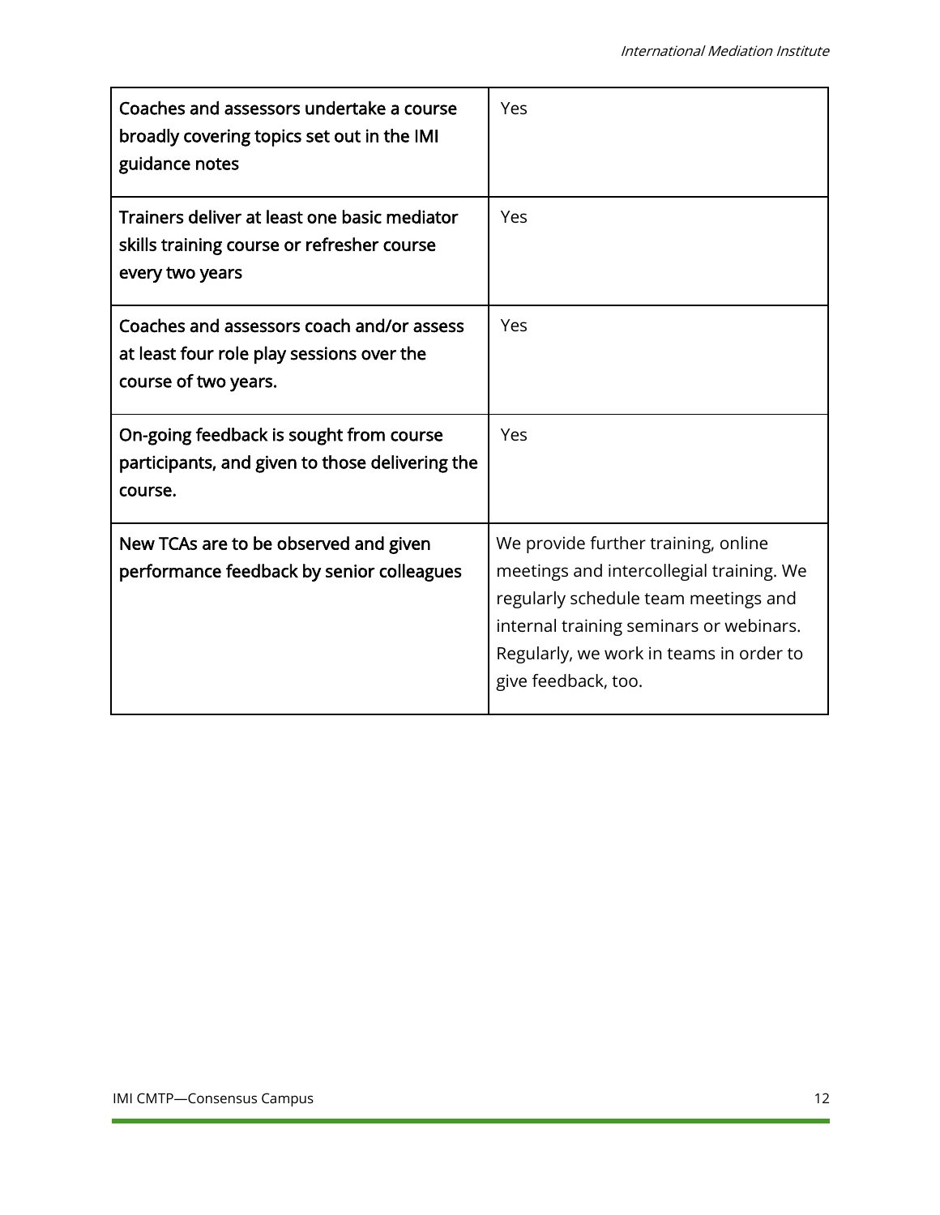| | |
|---|---|
| Coaches and assessors undertake a course broadly covering topics set out in the IMI guidance notes | Yes |
| Trainers deliver at least one basic mediator skills training course or refresher course every two years | Yes |
| Coaches and assessors coach and/or assess at least four role play sessions over the course of two years. | Yes |
| On-going feedback is sought from course participants, and given to those delivering the course. | Yes |
| New TCAs are to be observed and given performance feedback by senior colleagues | We provide further training, online meetings and intercollegial training. We regularly schedule team meetings and internal training seminars or webinars. Regularly, we work in teams in order to give feedback, too. |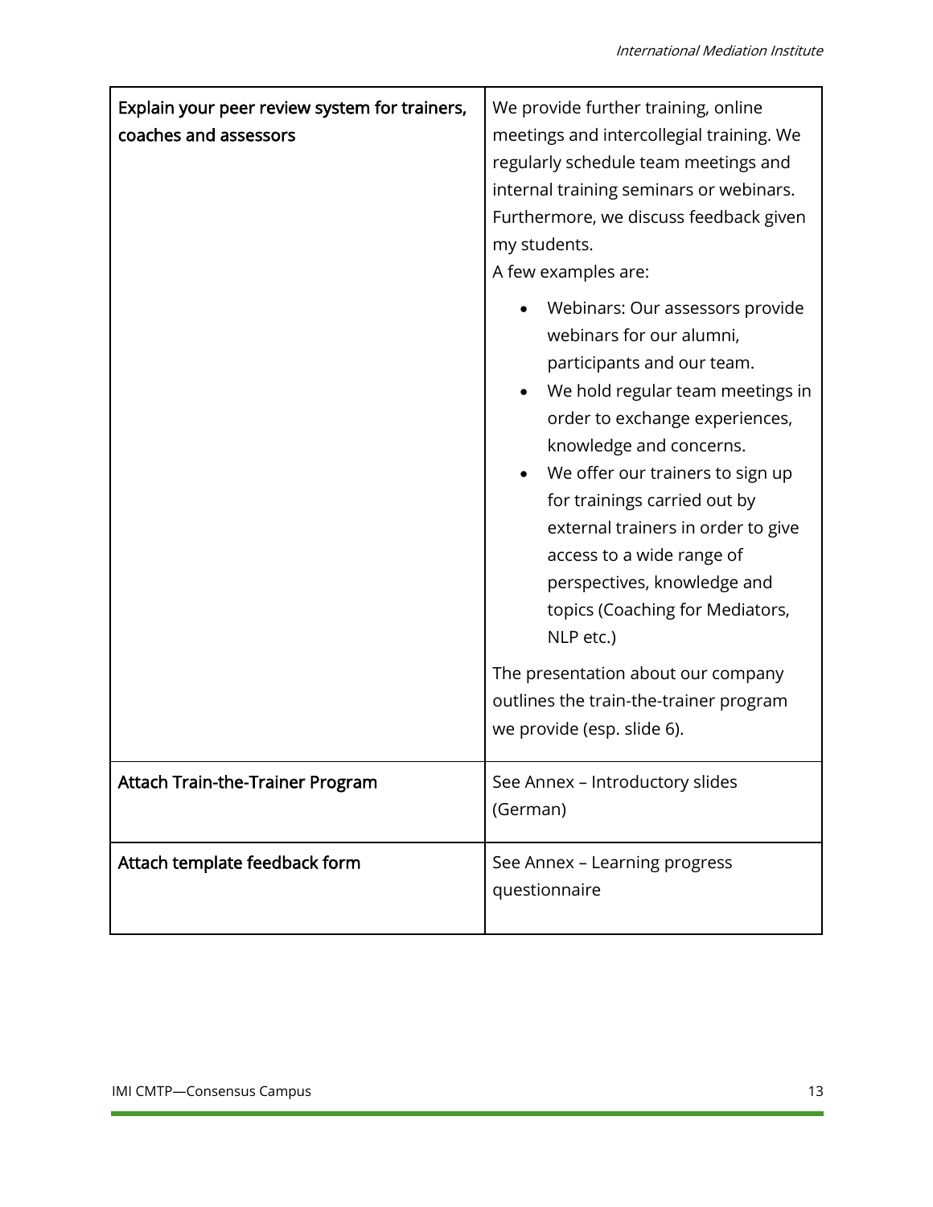| | |
|---|---|
| Explain your peer review system for trainers, coaches and assessors | We provide further training, online meetings and intercollegial training. We regularly schedule team meetings and internal training seminars or webinars. Furthermore, we discuss feedback given my students.<br>A few examples are:<br>• Webinars: Our assessors provide webinars for our alumni, participants and our team.<br>• We hold regular team meetings in order to exchange experiences, knowledge and concerns.<br>• We offer our trainers to sign up for trainings carried out by external trainers in order to give access to a wide range of perspectives, knowledge and topics (Coaching for Mediators, NLP etc.)<br>The presentation about our company outlines the train-the-trainer program we provide (esp. slide 6). |
| Attach Train-the-Trainer Program | See Annex – Introductory slides (German) |
| Attach template feedback form | See Annex – Learning progress questionnaire |